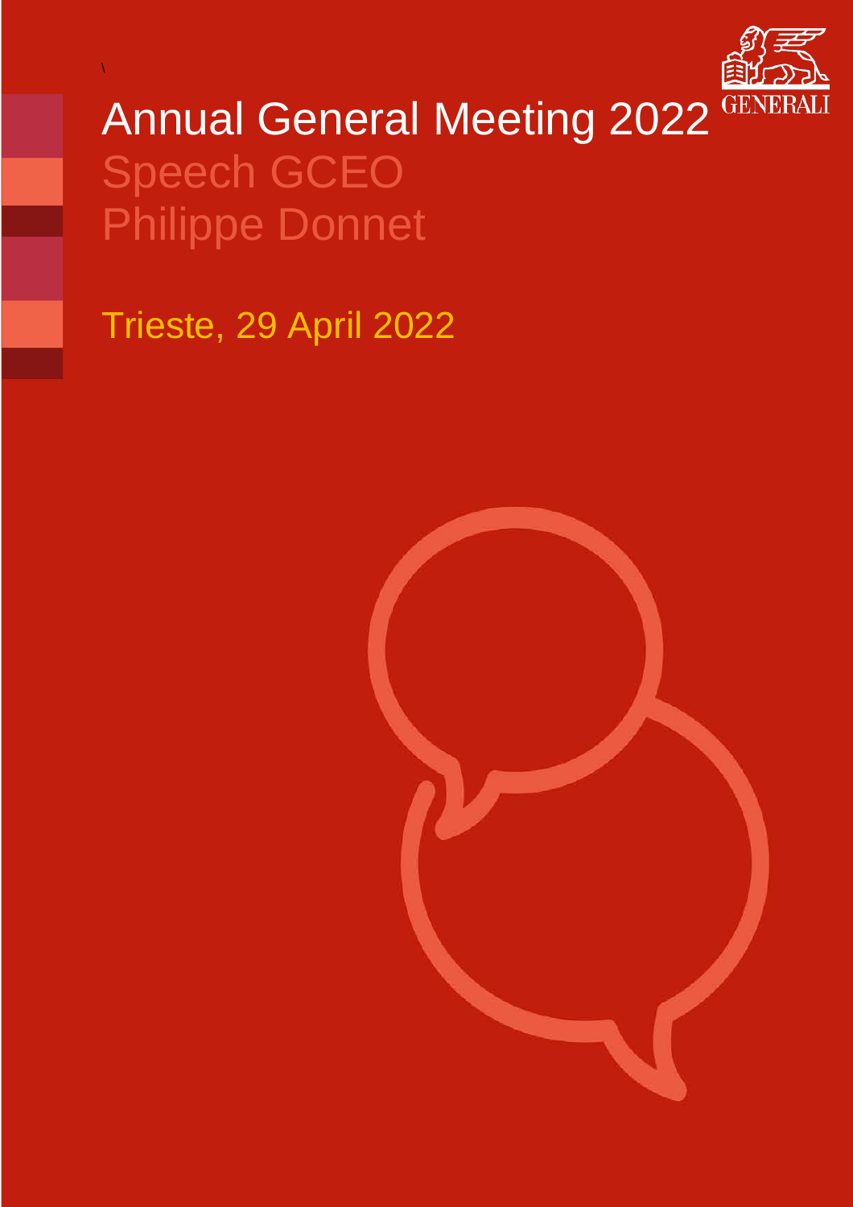# Annual General Meeting 2022

## Speech GCEO
## Philippe Donnet

Trieste, 29 April 2022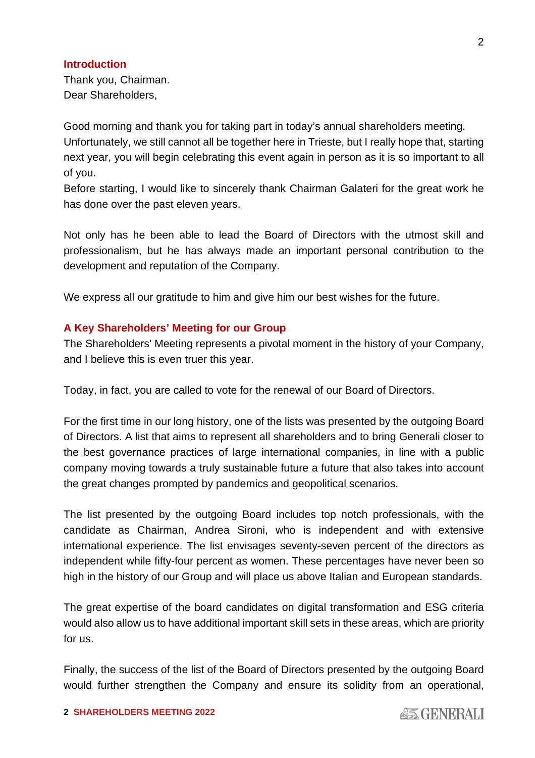## Introduction

Thank you, Chairman.
Dear Shareholders,

Good morning and thank you for taking part in today's annual shareholders meeting. Unfortunately, we still cannot all be together here in Trieste, but I really hope that, starting next year, you will begin celebrating this event again in person as it is so important to all of you.
Before starting, I would like to sincerely thank Chairman Galateri for the great work he has done over the past eleven years.

Not only has he been able to lead the Board of Directors with the utmost skill and professionalism, but he has always made an important personal contribution to the development and reputation of the Company.

We express all our gratitude to him and give him our best wishes for the future.

## A Key Shareholders' Meeting for our Group

The Shareholders' Meeting represents a pivotal moment in the history of your Company, and I believe this is even truer this year.

Today, in fact, you are called to vote for the renewal of our Board of Directors.

For the first time in our long history, one of the lists was presented by the outgoing Board of Directors. A list that aims to represent all shareholders and to bring Generali closer to the best governance practices of large international companies, in line with a public company moving towards a truly sustainable future a future that also takes into account the great changes prompted by pandemics and geopolitical scenarios.

The list presented by the outgoing Board includes top notch professionals, with the candidate as Chairman, Andrea Sironi, who is independent and with extensive international experience. The list envisages seventy-seven percent of the directors as independent while fifty-four percent as women. These percentages have never been so high in the history of our Group and will place us above Italian and European standards.

The great expertise of the board candidates on digital transformation and ESG criteria would also allow us to have additional important skill sets in these areas, which are priority for us.

Finally, the success of the list of the Board of Directors presented by the outgoing Board would further strengthen the Company and ensure its solidity from an operational,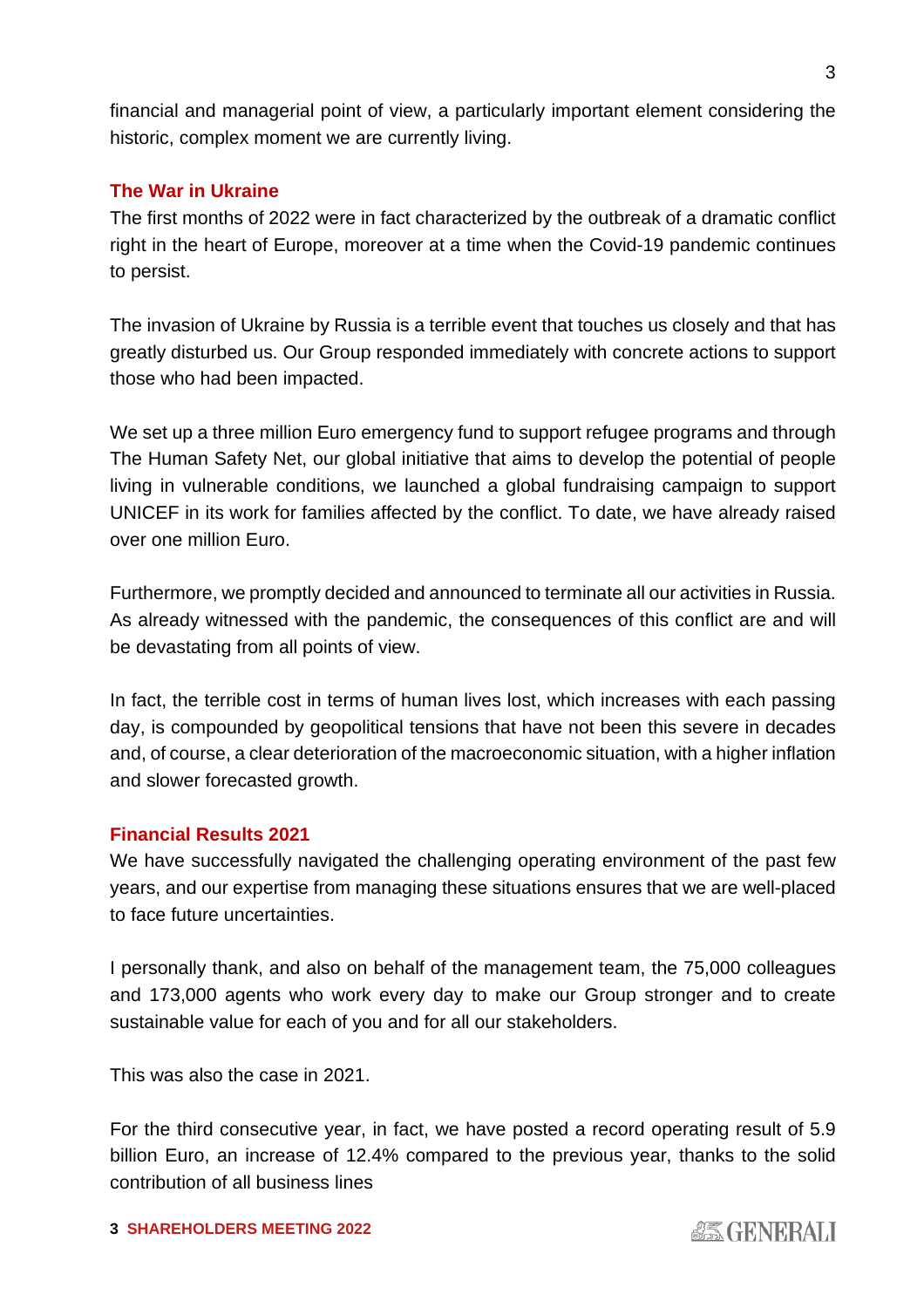financial and managerial point of view, a particularly important element considering the historic, complex moment we are currently living.

## The War in Ukraine

The first months of 2022 were in fact characterized by the outbreak of a dramatic conflict right in the heart of Europe, moreover at a time when the Covid-19 pandemic continues to persist.

The invasion of Ukraine by Russia is a terrible event that touches us closely and that has greatly disturbed us. Our Group responded immediately with concrete actions to support those who had been impacted.

We set up a three million Euro emergency fund to support refugee programs and through The Human Safety Net, our global initiative that aims to develop the potential of people living in vulnerable conditions, we launched a global fundraising campaign to support UNICEF in its work for families affected by the conflict. To date, we have already raised over one million Euro.

Furthermore, we promptly decided and announced to terminate all our activities in Russia. As already witnessed with the pandemic, the consequences of this conflict are and will be devastating from all points of view.

In fact, the terrible cost in terms of human lives lost, which increases with each passing day, is compounded by geopolitical tensions that have not been this severe in decades and, of course, a clear deterioration of the macroeconomic situation, with a higher inflation and slower forecasted growth.

## Financial Results 2021

We have successfully navigated the challenging operating environment of the past few years, and our expertise from managing these situations ensures that we are well-placed to face future uncertainties.

I personally thank, and also on behalf of the management team, the 75,000 colleagues and 173,000 agents who work every day to make our Group stronger and to create sustainable value for each of you and for all our stakeholders.

This was also the case in 2021.

For the third consecutive year, in fact, we have posted a record operating result of 5.9 billion Euro, an increase of 12.4% compared to the previous year, thanks to the solid contribution of all business lines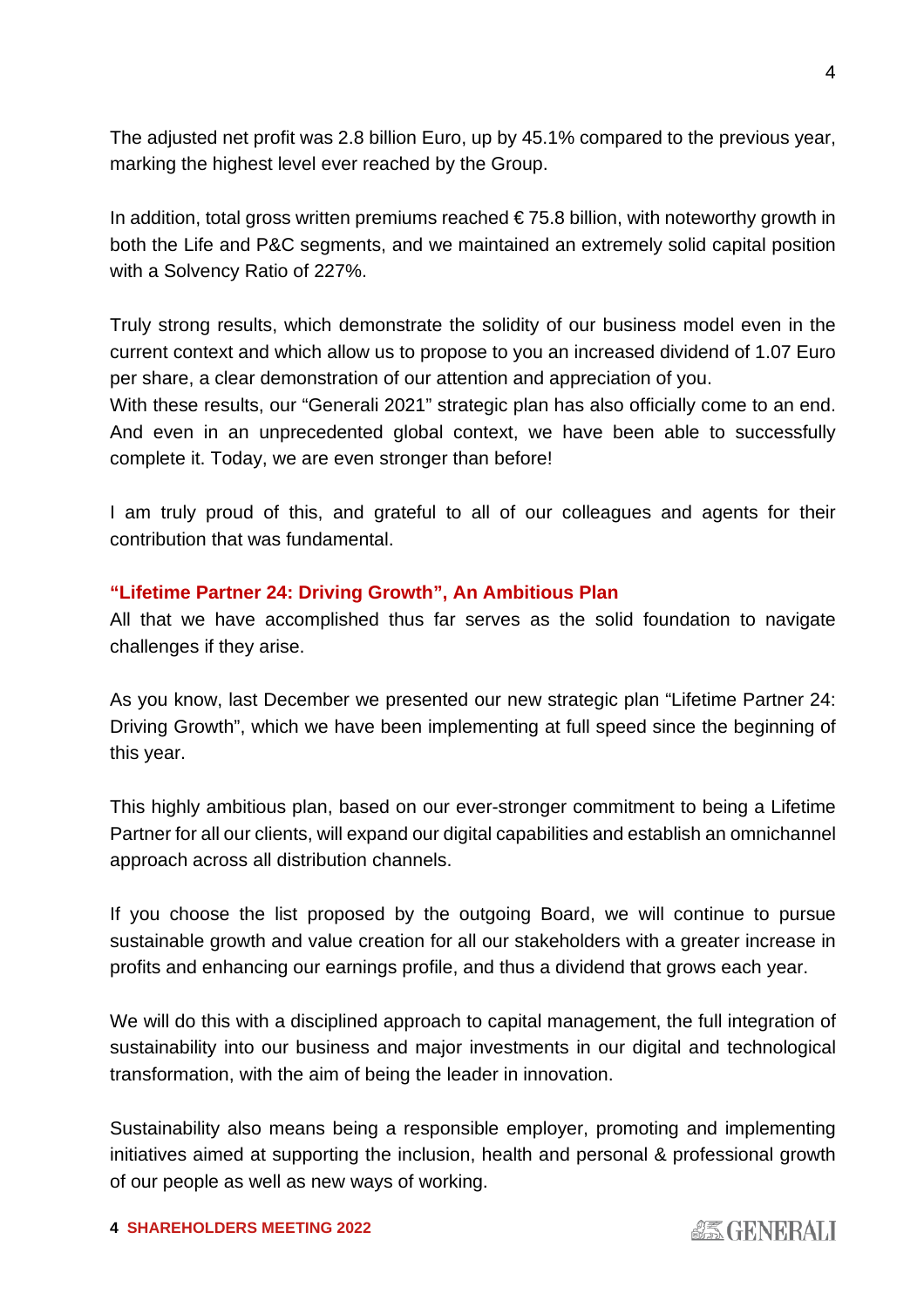The adjusted net profit was 2.8 billion Euro, up by 45.1% compared to the previous year, marking the highest level ever reached by the Group.

In addition, total gross written premiums reached € 75.8 billion, with noteworthy growth in both the Life and P&C segments, and we maintained an extremely solid capital position with a Solvency Ratio of 227%.

Truly strong results, which demonstrate the solidity of our business model even in the current context and which allow us to propose to you an increased dividend of 1.07 Euro per share, a clear demonstration of our attention and appreciation of you.
With these results, our "Generali 2021" strategic plan has also officially come to an end. And even in an unprecedented global context, we have been able to successfully complete it. Today, we are even stronger than before!

I am truly proud of this, and grateful to all of our colleagues and agents for their contribution that was fundamental.

## "Lifetime Partner 24: Driving Growth", An Ambitious Plan

All that we have accomplished thus far serves as the solid foundation to navigate challenges if they arise.

As you know, last December we presented our new strategic plan "Lifetime Partner 24: Driving Growth", which we have been implementing at full speed since the beginning of this year.

This highly ambitious plan, based on our ever-stronger commitment to being a Lifetime Partner for all our clients, will expand our digital capabilities and establish an omnichannel approach across all distribution channels.

If you choose the list proposed by the outgoing Board, we will continue to pursue sustainable growth and value creation for all our stakeholders with a greater increase in profits and enhancing our earnings profile, and thus a dividend that grows each year.

We will do this with a disciplined approach to capital management, the full integration of sustainability into our business and major investments in our digital and technological transformation, with the aim of being the leader in innovation.

Sustainability also means being a responsible employer, promoting and implementing initiatives aimed at supporting the inclusion, health and personal & professional growth of our people as well as new ways of working.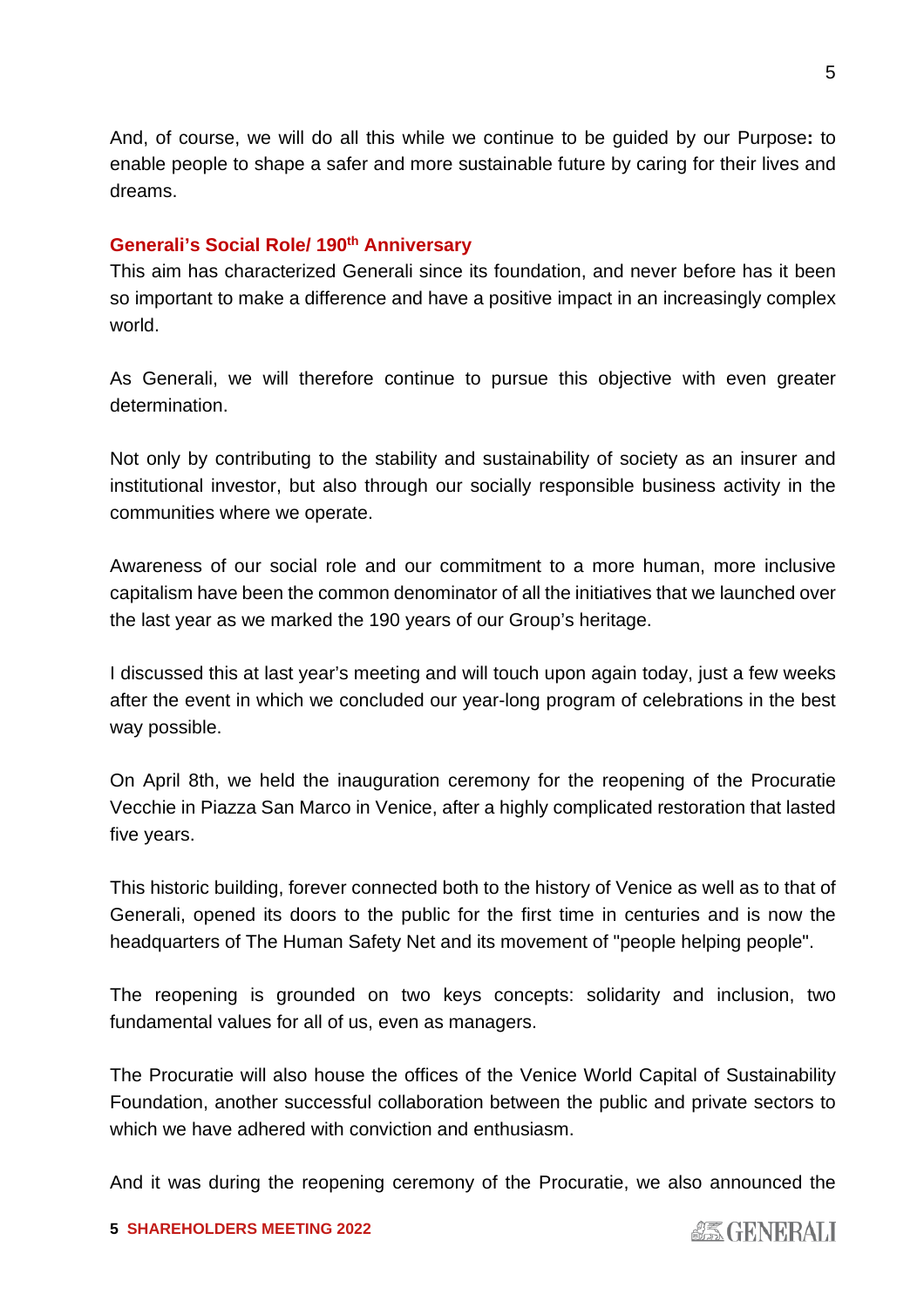And, of course, we will do all this while we continue to be guided by our Purpose**:** to enable people to shape a safer and more sustainable future by caring for their lives and dreams.

## Generali's Social Role/ 190th Anniversary

This aim has characterized Generali since its foundation, and never before has it been so important to make a difference and have a positive impact in an increasingly complex world.

As Generali, we will therefore continue to pursue this objective with even greater determination.

Not only by contributing to the stability and sustainability of society as an insurer and institutional investor, but also through our socially responsible business activity in the communities where we operate.

Awareness of our social role and our commitment to a more human, more inclusive capitalism have been the common denominator of all the initiatives that we launched over the last year as we marked the 190 years of our Group's heritage.

I discussed this at last year's meeting and will touch upon again today, just a few weeks after the event in which we concluded our year-long program of celebrations in the best way possible.

On April 8th, we held the inauguration ceremony for the reopening of the Procuratie Vecchie in Piazza San Marco in Venice, after a highly complicated restoration that lasted five years.

This historic building, forever connected both to the history of Venice as well as to that of Generali, opened its doors to the public for the first time in centuries and is now the headquarters of The Human Safety Net and its movement of "people helping people".

The reopening is grounded on two keys concepts: solidarity and inclusion, two fundamental values for all of us, even as managers.

The Procuratie will also house the offices of the Venice World Capital of Sustainability Foundation, another successful collaboration between the public and private sectors to which we have adhered with conviction and enthusiasm.

And it was during the reopening ceremony of the Procuratie, we also announced the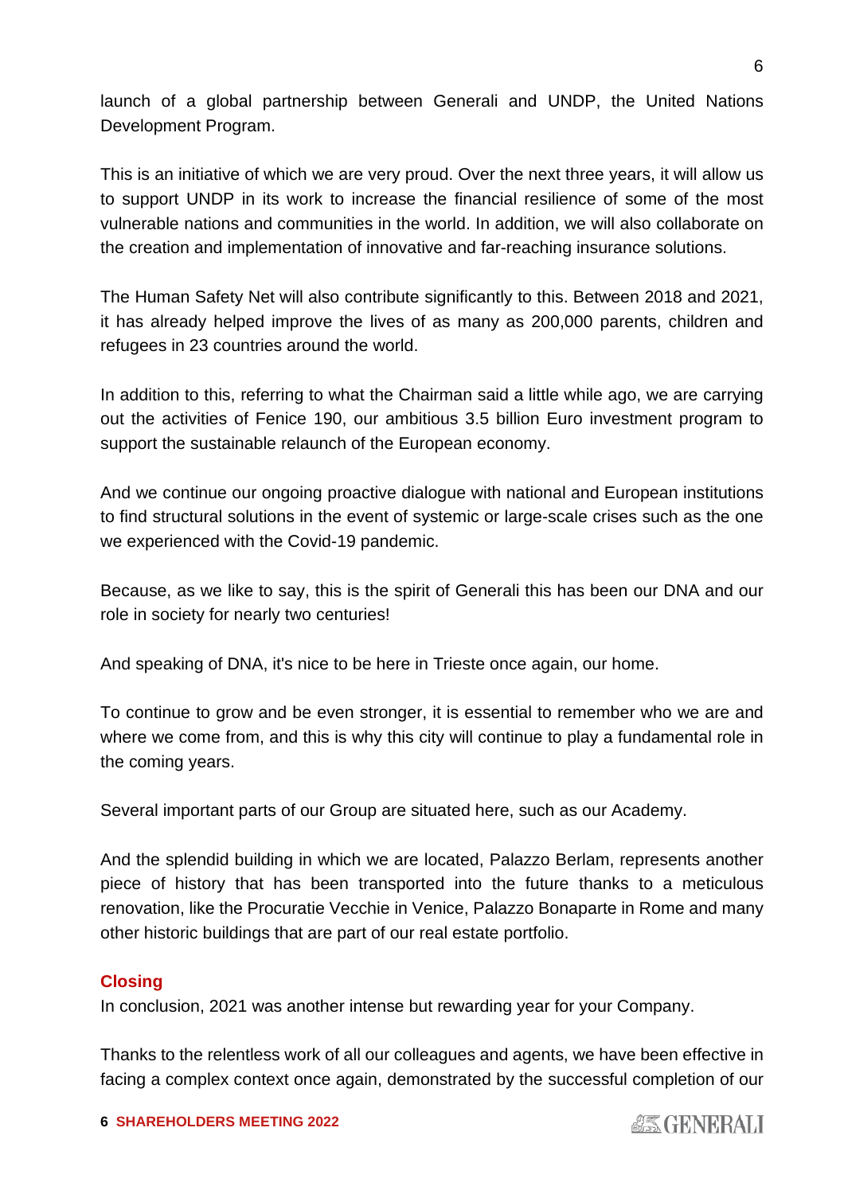launch of a global partnership between Generali and UNDP, the United Nations Development Program.

This is an initiative of which we are very proud. Over the next three years, it will allow us to support UNDP in its work to increase the financial resilience of some of the most vulnerable nations and communities in the world. In addition, we will also collaborate on the creation and implementation of innovative and far-reaching insurance solutions.

The Human Safety Net will also contribute significantly to this. Between 2018 and 2021, it has already helped improve the lives of as many as 200,000 parents, children and refugees in 23 countries around the world.

In addition to this, referring to what the Chairman said a little while ago, we are carrying out the activities of Fenice 190, our ambitious 3.5 billion Euro investment program to support the sustainable relaunch of the European economy.

And we continue our ongoing proactive dialogue with national and European institutions to find structural solutions in the event of systemic or large-scale crises such as the one we experienced with the Covid-19 pandemic.

Because, as we like to say, this is the spirit of Generali this has been our DNA and our role in society for nearly two centuries!

And speaking of DNA, it's nice to be here in Trieste once again, our home.

To continue to grow and be even stronger, it is essential to remember who we are and where we come from, and this is why this city will continue to play a fundamental role in the coming years.

Several important parts of our Group are situated here, such as our Academy.

And the splendid building in which we are located, Palazzo Berlam, represents another piece of history that has been transported into the future thanks to a meticulous renovation, like the Procuratie Vecchie in Venice, Palazzo Bonaparte in Rome and many other historic buildings that are part of our real estate portfolio.

## Closing

In conclusion, 2021 was another intense but rewarding year for your Company.

Thanks to the relentless work of all our colleagues and agents, we have been effective in facing a complex context once again, demonstrated by the successful completion of our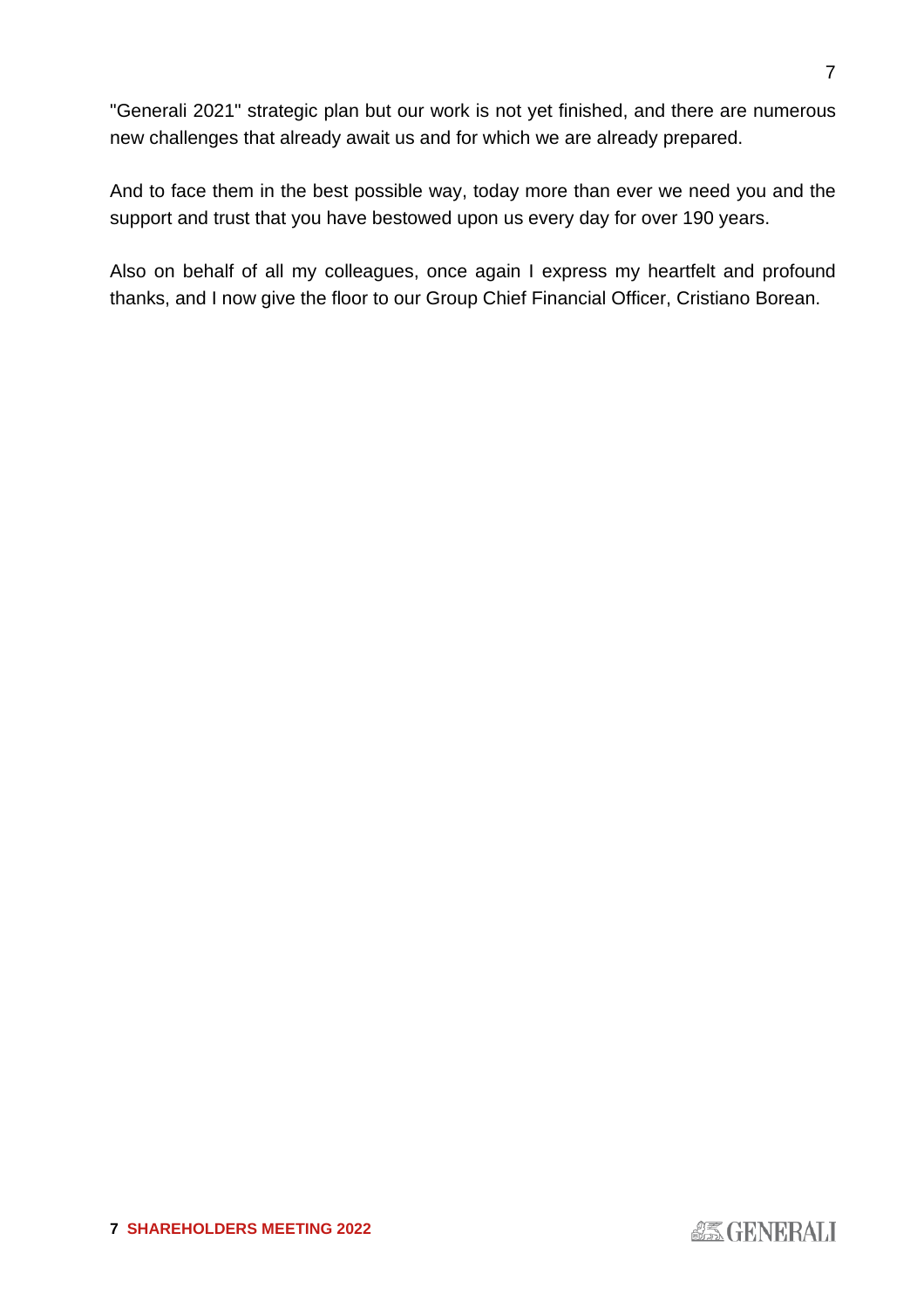"Generali 2021" strategic plan but our work is not yet finished, and there are numerous new challenges that already await us and for which we are already prepared.

And to face them in the best possible way, today more than ever we need you and the support and trust that you have bestowed upon us every day for over 190 years.

Also on behalf of all my colleagues, once again I express my heartfelt and profound thanks, and I now give the floor to our Group Chief Financial Officer, Cristiano Borean.